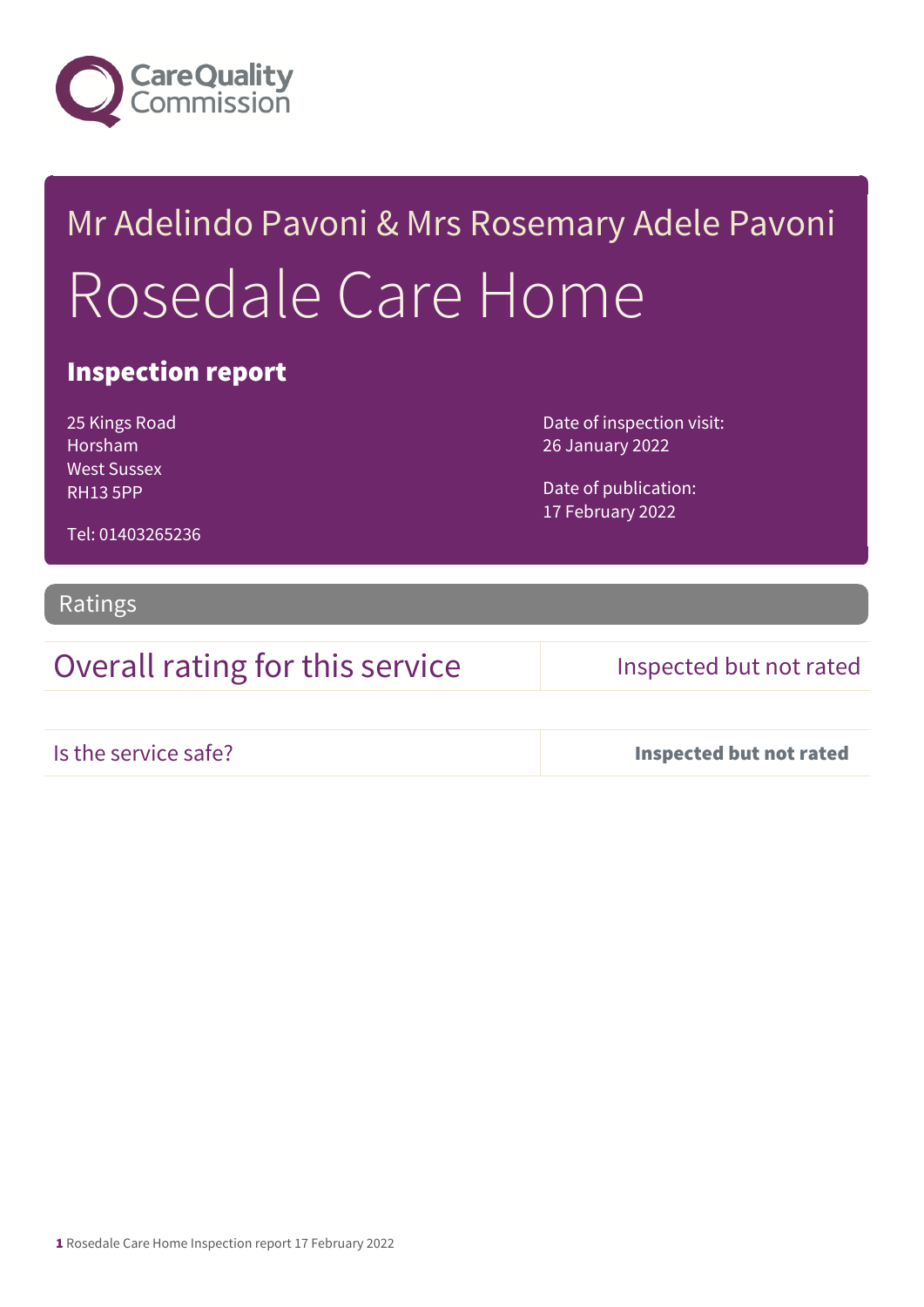Care Quality Commission

# Mr Adelindo Pavoni & Mrs Rosemary Adele Pavoni

# Rosedale Care Home

## Inspection report

25 Kings Road
Horsham
West Sussex
RH13 5PP

Tel: 01403265236

Date of inspection visit:
26 January 2022

Date of publication:
17 February 2022

## Ratings

| | |
|---|---|
| Overall rating for this service | Inspected but not rated |
| Is the service safe? | **Inspected but not rated** |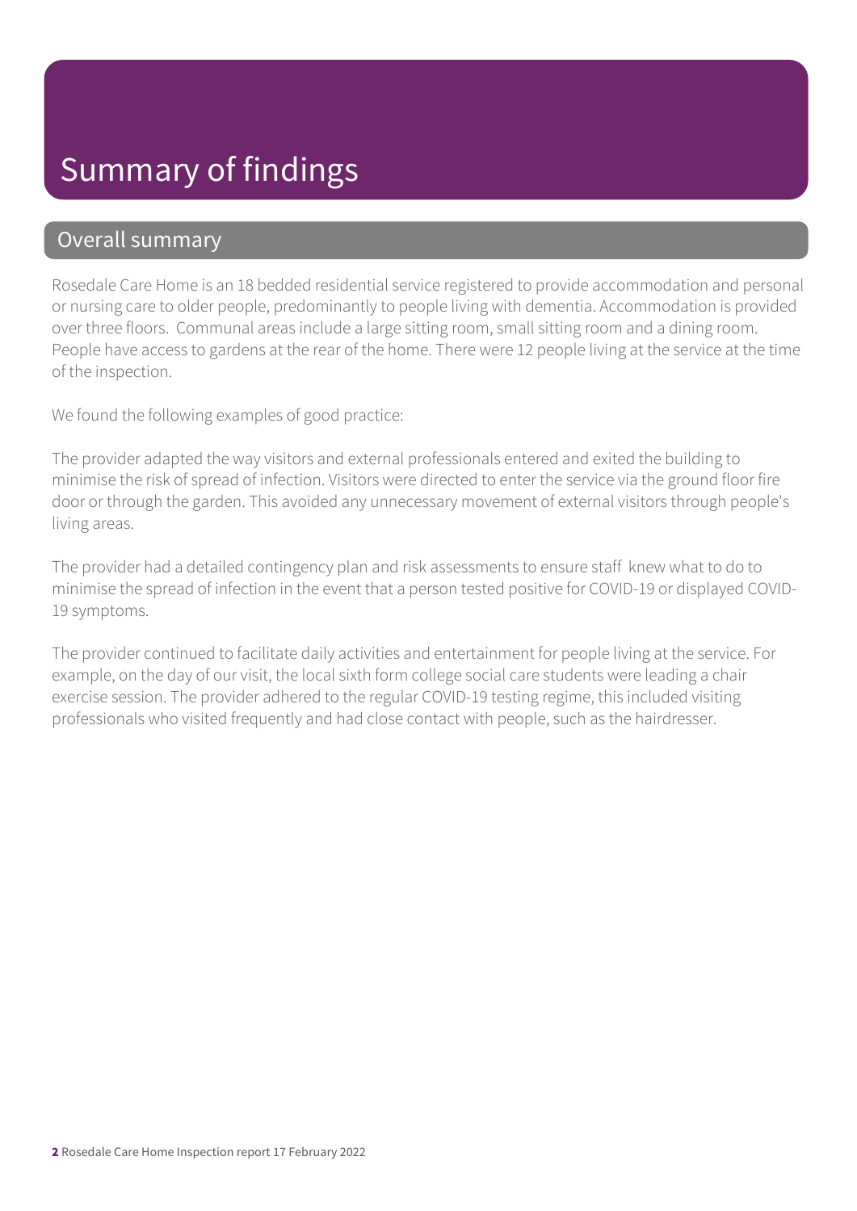# Summary of findings

## Overall summary

Rosedale Care Home is an 18 bedded residential service registered to provide accommodation and personal or nursing care to older people, predominantly to people living with dementia. Accommodation is provided over three floors. Communal areas include a large sitting room, small sitting room and a dining room. People have access to gardens at the rear of the home. There were 12 people living at the service at the time of the inspection.

We found the following examples of good practice:

The provider adapted the way visitors and external professionals entered and exited the building to minimise the risk of spread of infection. Visitors were directed to enter the service via the ground floor fire door or through the garden. This avoided any unnecessary movement of external visitors through people's living areas.

The provider had a detailed contingency plan and risk assessments to ensure staff knew what to do to minimise the spread of infection in the event that a person tested positive for COVID-19 or displayed COVID-19 symptoms.

The provider continued to facilitate daily activities and entertainment for people living at the service. For example, on the day of our visit, the local sixth form college social care students were leading a chair exercise session. The provider adhered to the regular COVID-19 testing regime, this included visiting professionals who visited frequently and had close contact with people, such as the hairdresser.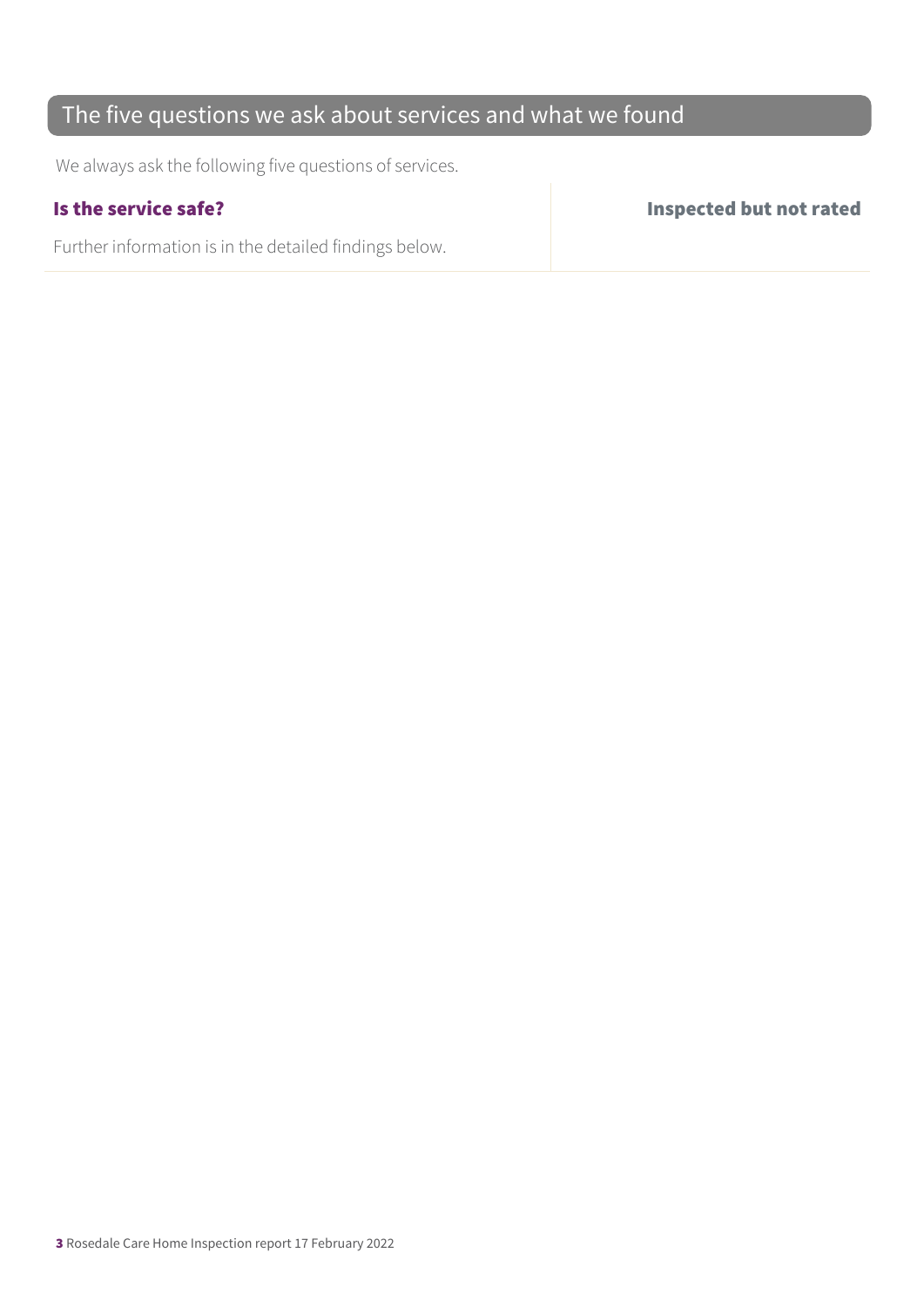## The five questions we ask about services and what we found

We always ask the following five questions of services.

| **Is the service safe?** | **Inspected but not rated** |
|---|---|
| Further information is in the detailed findings below. | |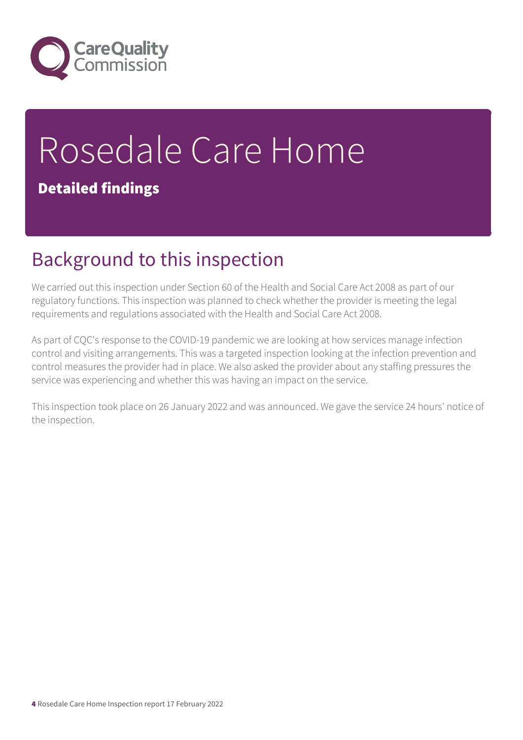# Rosedale Care Home

**Detailed findings**

## Background to this inspection

We carried out this inspection under Section 60 of the Health and Social Care Act 2008 as part of our regulatory functions. This inspection was planned to check whether the provider is meeting the legal requirements and regulations associated with the Health and Social Care Act 2008.

As part of CQC's response to the COVID-19 pandemic we are looking at how services manage infection control and visiting arrangements. This was a targeted inspection looking at the infection prevention and control measures the provider had in place. We also asked the provider about any staffing pressures the service was experiencing and whether this was having an impact on the service.

This inspection took place on 26 January 2022 and was announced. We gave the service 24 hours' notice of the inspection.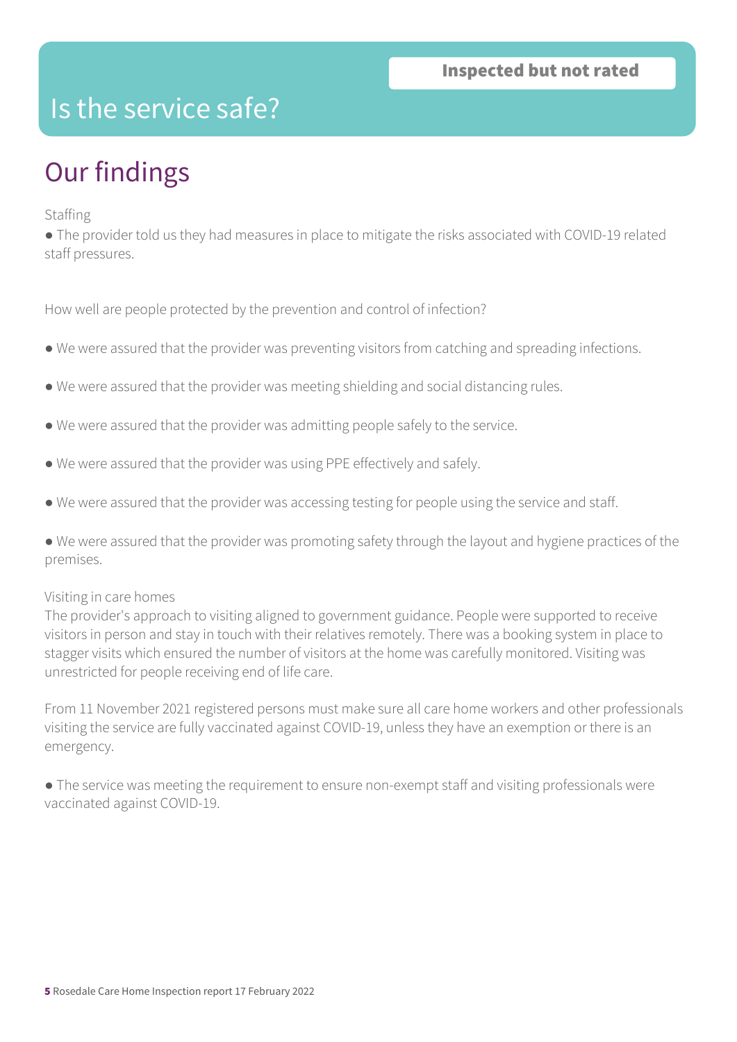# Is the service safe?

**Inspected but not rated**

## Our findings

Staffing

- The provider told us they had measures in place to mitigate the risks associated with COVID-19 related staff pressures.

How well are people protected by the prevention and control of infection?

- We were assured that the provider was preventing visitors from catching and spreading infections.
- We were assured that the provider was meeting shielding and social distancing rules.
- We were assured that the provider was admitting people safely to the service.
- We were assured that the provider was using PPE effectively and safely.
- We were assured that the provider was accessing testing for people using the service and staff.
- We were assured that the provider was promoting safety through the layout and hygiene practices of the premises.

Visiting in care homes

The provider's approach to visiting aligned to government guidance. People were supported to receive visitors in person and stay in touch with their relatives remotely. There was a booking system in place to stagger visits which ensured the number of visitors at the home was carefully monitored. Visiting was unrestricted for people receiving end of life care.

From 11 November 2021 registered persons must make sure all care home workers and other professionals visiting the service are fully vaccinated against COVID-19, unless they have an exemption or there is an emergency.

- The service was meeting the requirement to ensure non-exempt staff and visiting professionals were vaccinated against COVID-19.